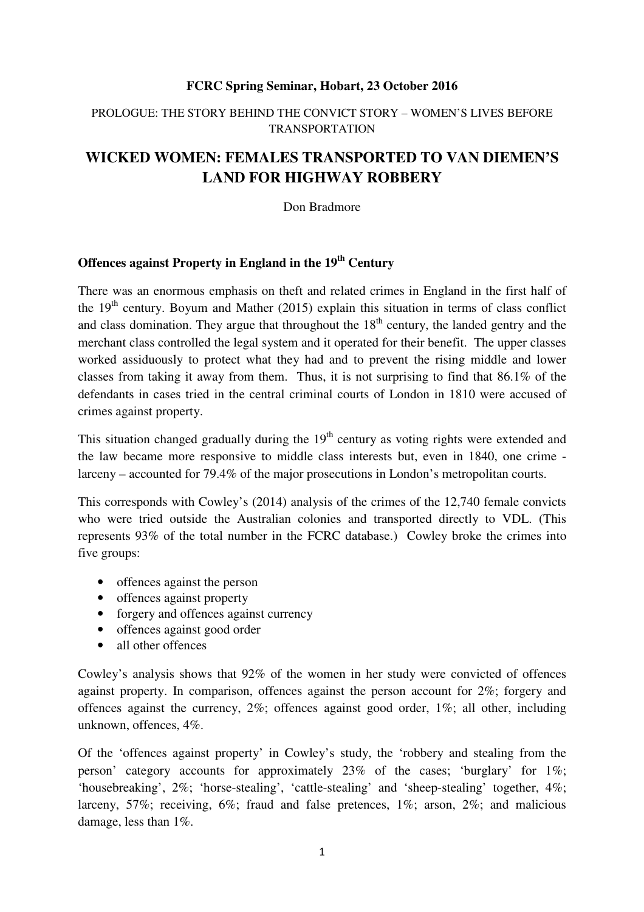**FCRC Spring Seminar, Hobart, 23 October 2016**

PROLOGUE: THE STORY BEHIND THE CONVICT STORY – WOMEN'S LIVES BEFORE TRANSPORTATION

# WICKED WOMEN: FEMALES TRANSPORTED TO VAN DIEMEN'S LAND FOR HIGHWAY ROBBERY

Don Bradmore

## Offences against Property in England in the 19th Century

There was an enormous emphasis on theft and related crimes in England in the first half of the 19th century. Boyum and Mather (2015) explain this situation in terms of class conflict and class domination. They argue that throughout the 18th century, the landed gentry and the merchant class controlled the legal system and it operated for their benefit. The upper classes worked assiduously to protect what they had and to prevent the rising middle and lower classes from taking it away from them. Thus, it is not surprising to find that 86.1% of the defendants in cases tried in the central criminal courts of London in 1810 were accused of crimes against property.

This situation changed gradually during the 19th century as voting rights were extended and the law became more responsive to middle class interests but, even in 1840, one crime - larceny – accounted for 79.4% of the major prosecutions in London's metropolitan courts.

This corresponds with Cowley's (2014) analysis of the crimes of the 12,740 female convicts who were tried outside the Australian colonies and transported directly to VDL. (This represents 93% of the total number in the FCRC database.) Cowley broke the crimes into five groups:

- offences against the person
- offences against property
- forgery and offences against currency
- offences against good order
- all other offences

Cowley's analysis shows that 92% of the women in her study were convicted of offences against property. In comparison, offences against the person account for 2%; forgery and offences against the currency, 2%; offences against good order, 1%; all other, including unknown, offences, 4%.

Of the 'offences against property' in Cowley's study, the 'robbery and stealing from the person' category accounts for approximately 23% of the cases; 'burglary' for 1%; 'housebreaking', 2%; 'horse-stealing', 'cattle-stealing' and 'sheep-stealing' together, 4%; larceny, 57%; receiving, 6%; fraud and false pretences, 1%; arson, 2%; and malicious damage, less than 1%.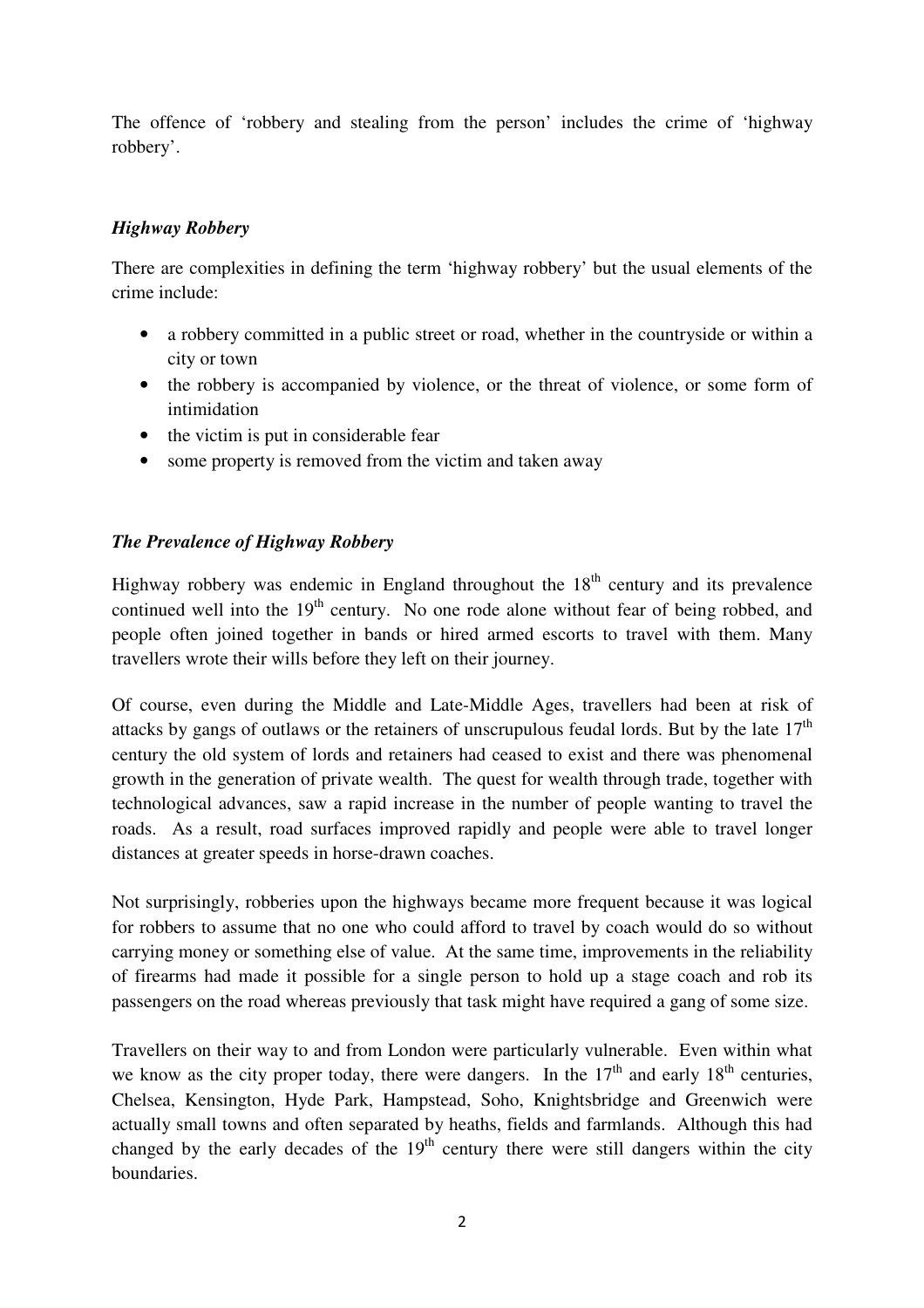The offence of 'robbery and stealing from the person' includes the crime of 'highway robbery'.

### *Highway Robbery*

There are complexities in defining the term 'highway robbery' but the usual elements of the crime include:

- a robbery committed in a public street or road, whether in the countryside or within a city or town
- the robbery is accompanied by violence, or the threat of violence, or some form of intimidation
- the victim is put in considerable fear
- some property is removed from the victim and taken away

### *The Prevalence of Highway Robbery*

Highway robbery was endemic in England throughout the 18th century and its prevalence continued well into the 19th century. No one rode alone without fear of being robbed, and people often joined together in bands or hired armed escorts to travel with them. Many travellers wrote their wills before they left on their journey.

Of course, even during the Middle and Late-Middle Ages, travellers had been at risk of attacks by gangs of outlaws or the retainers of unscrupulous feudal lords. But by the late 17th century the old system of lords and retainers had ceased to exist and there was phenomenal growth in the generation of private wealth. The quest for wealth through trade, together with technological advances, saw a rapid increase in the number of people wanting to travel the roads. As a result, road surfaces improved rapidly and people were able to travel longer distances at greater speeds in horse-drawn coaches.

Not surprisingly, robberies upon the highways became more frequent because it was logical for robbers to assume that no one who could afford to travel by coach would do so without carrying money or something else of value. At the same time, improvements in the reliability of firearms had made it possible for a single person to hold up a stage coach and rob its passengers on the road whereas previously that task might have required a gang of some size.

Travellers on their way to and from London were particularly vulnerable. Even within what we know as the city proper today, there were dangers. In the 17th and early 18th centuries, Chelsea, Kensington, Hyde Park, Hampstead, Soho, Knightsbridge and Greenwich were actually small towns and often separated by heaths, fields and farmlands. Although this had changed by the early decades of the 19th century there were still dangers within the city boundaries.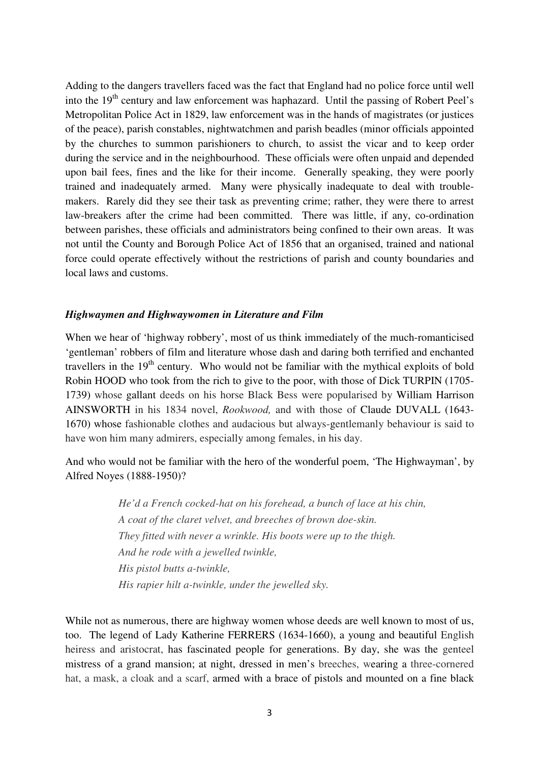Adding to the dangers travellers faced was the fact that England had no police force until well into the 19th century and law enforcement was haphazard. Until the passing of Robert Peel's Metropolitan Police Act in 1829, law enforcement was in the hands of magistrates (or justices of the peace), parish constables, nightwatchmen and parish beadles (minor officials appointed by the churches to summon parishioners to church, to assist the vicar and to keep order during the service and in the neighbourhood. These officials were often unpaid and depended upon bail fees, fines and the like for their income. Generally speaking, they were poorly trained and inadequately armed. Many were physically inadequate to deal with trouble-makers. Rarely did they see their task as preventing crime; rather, they were there to arrest law-breakers after the crime had been committed. There was little, if any, co-ordination between parishes, these officials and administrators being confined to their own areas. It was not until the County and Borough Police Act of 1856 that an organised, trained and national force could operate effectively without the restrictions of parish and county boundaries and local laws and customs.

### *Highwaymen and Highwaywomen in Literature and Film*

When we hear of 'highway robbery', most of us think immediately of the much-romanticised 'gentleman' robbers of film and literature whose dash and daring both terrified and enchanted travellers in the 19th century. Who would not be familiar with the mythical exploits of bold Robin HOOD who took from the rich to give to the poor, with those of Dick TURPIN (1705-1739) whose gallant deeds on his horse Black Bess were popularised by William Harrison AINSWORTH in his 1834 novel, *Rookwood,* and with those of Claude DUVALL (1643-1670) whose fashionable clothes and audacious but always-gentlemanly behaviour is said to have won him many admirers, especially among females, in his day.

And who would not be familiar with the hero of the wonderful poem, 'The Highwayman', by Alfred Noyes (1888-1950)?

> *He'd a French cocked-hat on his forehead, a bunch of lace at his chin,*
> *A coat of the claret velvet, and breeches of brown doe-skin.*
> *They fitted with never a wrinkle. His boots were up to the thigh.*
> *And he rode with a jewelled twinkle,*
> *His pistol butts a-twinkle,*
> *His rapier hilt a-twinkle, under the jewelled sky.*

While not as numerous, there are highway women whose deeds are well known to most of us, too. The legend of Lady Katherine FERRERS (1634-1660), a young and beautiful English heiress and aristocrat, has fascinated people for generations. By day, she was the genteel mistress of a grand mansion; at night, dressed in men's breeches, wearing a three-cornered hat, a mask, a cloak and a scarf, armed with a brace of pistols and mounted on a fine black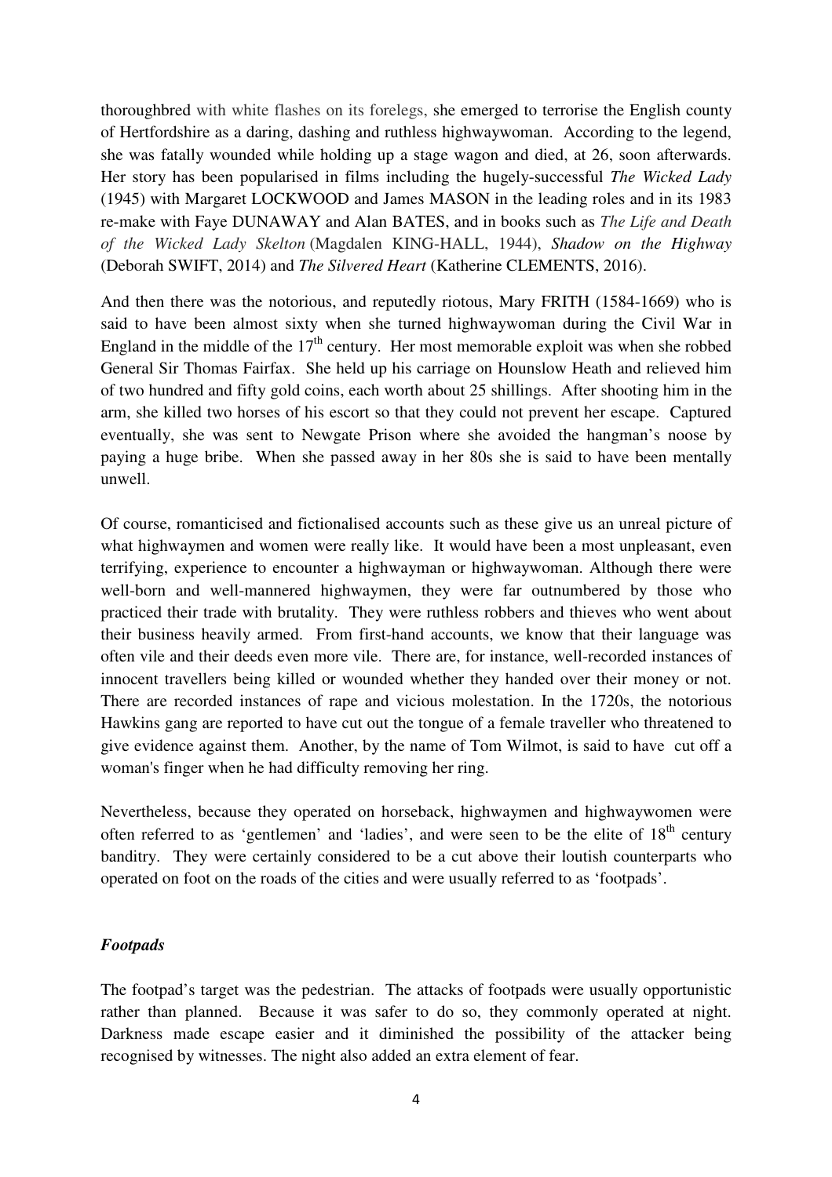thoroughbred with white flashes on its forelegs, she emerged to terrorise the English county of Hertfordshire as a daring, dashing and ruthless highwaywoman. According to the legend, she was fatally wounded while holding up a stage wagon and died, at 26, soon afterwards. Her story has been popularised in films including the hugely-successful *The Wicked Lady* (1945) with Margaret LOCKWOOD and James MASON in the leading roles and in its 1983 re-make with Faye DUNAWAY and Alan BATES, and in books such as *The Life and Death of the Wicked Lady Skelton* (Magdalen KING-HALL, 1944), *Shadow on the Highway* (Deborah SWIFT, 2014) and *The Silvered Heart* (Katherine CLEMENTS, 2016).

And then there was the notorious, and reputedly riotous, Mary FRITH (1584-1669) who is said to have been almost sixty when she turned highwaywoman during the Civil War in England in the middle of the 17th century. Her most memorable exploit was when she robbed General Sir Thomas Fairfax. She held up his carriage on Hounslow Heath and relieved him of two hundred and fifty gold coins, each worth about 25 shillings. After shooting him in the arm, she killed two horses of his escort so that they could not prevent her escape. Captured eventually, she was sent to Newgate Prison where she avoided the hangman's noose by paying a huge bribe. When she passed away in her 80s she is said to have been mentally unwell.

Of course, romanticised and fictionalised accounts such as these give us an unreal picture of what highwaymen and women were really like. It would have been a most unpleasant, even terrifying, experience to encounter a highwayman or highwaywoman. Although there were well-born and well-mannered highwaymen, they were far outnumbered by those who practiced their trade with brutality. They were ruthless robbers and thieves who went about their business heavily armed. From first-hand accounts, we know that their language was often vile and their deeds even more vile. There are, for instance, well-recorded instances of innocent travellers being killed or wounded whether they handed over their money or not. There are recorded instances of rape and vicious molestation. In the 1720s, the notorious Hawkins gang are reported to have cut out the tongue of a female traveller who threatened to give evidence against them. Another, by the name of Tom Wilmot, is said to have cut off a woman's finger when he had difficulty removing her ring.

Nevertheless, because they operated on horseback, highwaymen and highwaywomen were often referred to as 'gentlemen' and 'ladies', and were seen to be the elite of 18th century banditry. They were certainly considered to be a cut above their loutish counterparts who operated on foot on the roads of the cities and were usually referred to as 'footpads'.

### *Footpads*

The footpad's target was the pedestrian. The attacks of footpads were usually opportunistic rather than planned. Because it was safer to do so, they commonly operated at night. Darkness made escape easier and it diminished the possibility of the attacker being recognised by witnesses. The night also added an extra element of fear.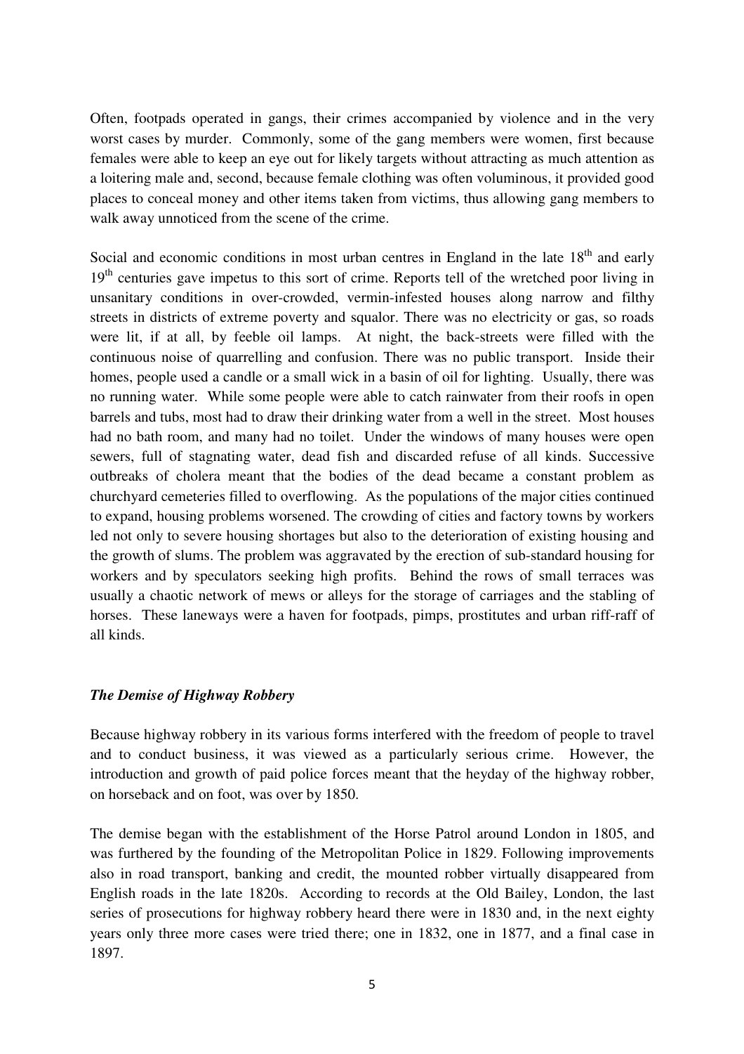Often, footpads operated in gangs, their crimes accompanied by violence and in the very worst cases by murder. Commonly, some of the gang members were women, first because females were able to keep an eye out for likely targets without attracting as much attention as a loitering male and, second, because female clothing was often voluminous, it provided good places to conceal money and other items taken from victims, thus allowing gang members to walk away unnoticed from the scene of the crime.

Social and economic conditions in most urban centres in England in the late 18th and early 19th centuries gave impetus to this sort of crime. Reports tell of the wretched poor living in unsanitary conditions in over-crowded, vermin-infested houses along narrow and filthy streets in districts of extreme poverty and squalor. There was no electricity or gas, so roads were lit, if at all, by feeble oil lamps. At night, the back-streets were filled with the continuous noise of quarrelling and confusion. There was no public transport. Inside their homes, people used a candle or a small wick in a basin of oil for lighting. Usually, there was no running water. While some people were able to catch rainwater from their roofs in open barrels and tubs, most had to draw their drinking water from a well in the street. Most houses had no bath room, and many had no toilet. Under the windows of many houses were open sewers, full of stagnating water, dead fish and discarded refuse of all kinds. Successive outbreaks of cholera meant that the bodies of the dead became a constant problem as churchyard cemeteries filled to overflowing. As the populations of the major cities continued to expand, housing problems worsened. The crowding of cities and factory towns by workers led not only to severe housing shortages but also to the deterioration of existing housing and the growth of slums. The problem was aggravated by the erection of sub-standard housing for workers and by speculators seeking high profits. Behind the rows of small terraces was usually a chaotic network of mews or alleys for the storage of carriages and the stabling of horses. These laneways were a haven for footpads, pimps, prostitutes and urban riff-raff of all kinds.

### *The Demise of Highway Robbery*

Because highway robbery in its various forms interfered with the freedom of people to travel and to conduct business, it was viewed as a particularly serious crime. However, the introduction and growth of paid police forces meant that the heyday of the highway robber, on horseback and on foot, was over by 1850.

The demise began with the establishment of the Horse Patrol around London in 1805, and was furthered by the founding of the Metropolitan Police in 1829. Following improvements also in road transport, banking and credit, the mounted robber virtually disappeared from English roads in the late 1820s. According to records at the Old Bailey, London, the last series of prosecutions for highway robbery heard there were in 1830 and, in the next eighty years only three more cases were tried there; one in 1832, one in 1877, and a final case in 1897.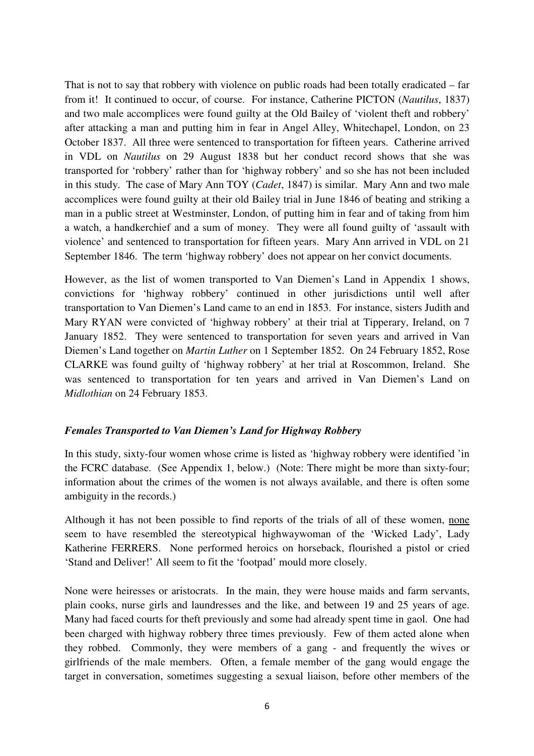That is not to say that robbery with violence on public roads had been totally eradicated – far from it! It continued to occur, of course. For instance, Catherine PICTON (*Nautilus*, 1837) and two male accomplices were found guilty at the Old Bailey of 'violent theft and robbery' after attacking a man and putting him in fear in Angel Alley, Whitechapel, London, on 23 October 1837. All three were sentenced to transportation for fifteen years. Catherine arrived in VDL on *Nautilus* on 29 August 1838 but her conduct record shows that she was transported for 'robbery' rather than for 'highway robbery' and so she has not been included in this study. The case of Mary Ann TOY (*Cadet*, 1847) is similar. Mary Ann and two male accomplices were found guilty at their old Bailey trial in June 1846 of beating and striking a man in a public street at Westminster, London, of putting him in fear and of taking from him a watch, a handkerchief and a sum of money. They were all found guilty of 'assault with violence' and sentenced to transportation for fifteen years. Mary Ann arrived in VDL on 21 September 1846. The term 'highway robbery' does not appear on her convict documents.

However, as the list of women transported to Van Diemen's Land in Appendix 1 shows, convictions for 'highway robbery' continued in other jurisdictions until well after transportation to Van Diemen's Land came to an end in 1853. For instance, sisters Judith and Mary RYAN were convicted of 'highway robbery' at their trial at Tipperary, Ireland, on 7 January 1852. They were sentenced to transportation for seven years and arrived in Van Diemen's Land together on *Martin Luther* on 1 September 1852. On 24 February 1852, Rose CLARKE was found guilty of 'highway robbery' at her trial at Roscommon, Ireland. She was sentenced to transportation for ten years and arrived in Van Diemen's Land on *Midlothian* on 24 February 1853.

### ***Females Transported to Van Diemen's Land for Highway Robbery***

In this study, sixty-four women whose crime is listed as 'highway robbery were identified 'in the FCRC database. (See Appendix 1, below.) (Note: There might be more than sixty-four; information about the crimes of the women is not always available, and there is often some ambiguity in the records.)

Although it has not been possible to find reports of the trials of all of these women, none seem to have resembled the stereotypical highwaywoman of the 'Wicked Lady', Lady Katherine FERRERS. None performed heroics on horseback, flourished a pistol or cried 'Stand and Deliver!' All seem to fit the 'footpad' mould more closely.

None were heiresses or aristocrats. In the main, they were house maids and farm servants, plain cooks, nurse girls and laundresses and the like, and between 19 and 25 years of age. Many had faced courts for theft previously and some had already spent time in gaol. One had been charged with highway robbery three times previously. Few of them acted alone when they robbed. Commonly, they were members of a gang - and frequently the wives or girlfriends of the male members. Often, a female member of the gang would engage the target in conversation, sometimes suggesting a sexual liaison, before other members of the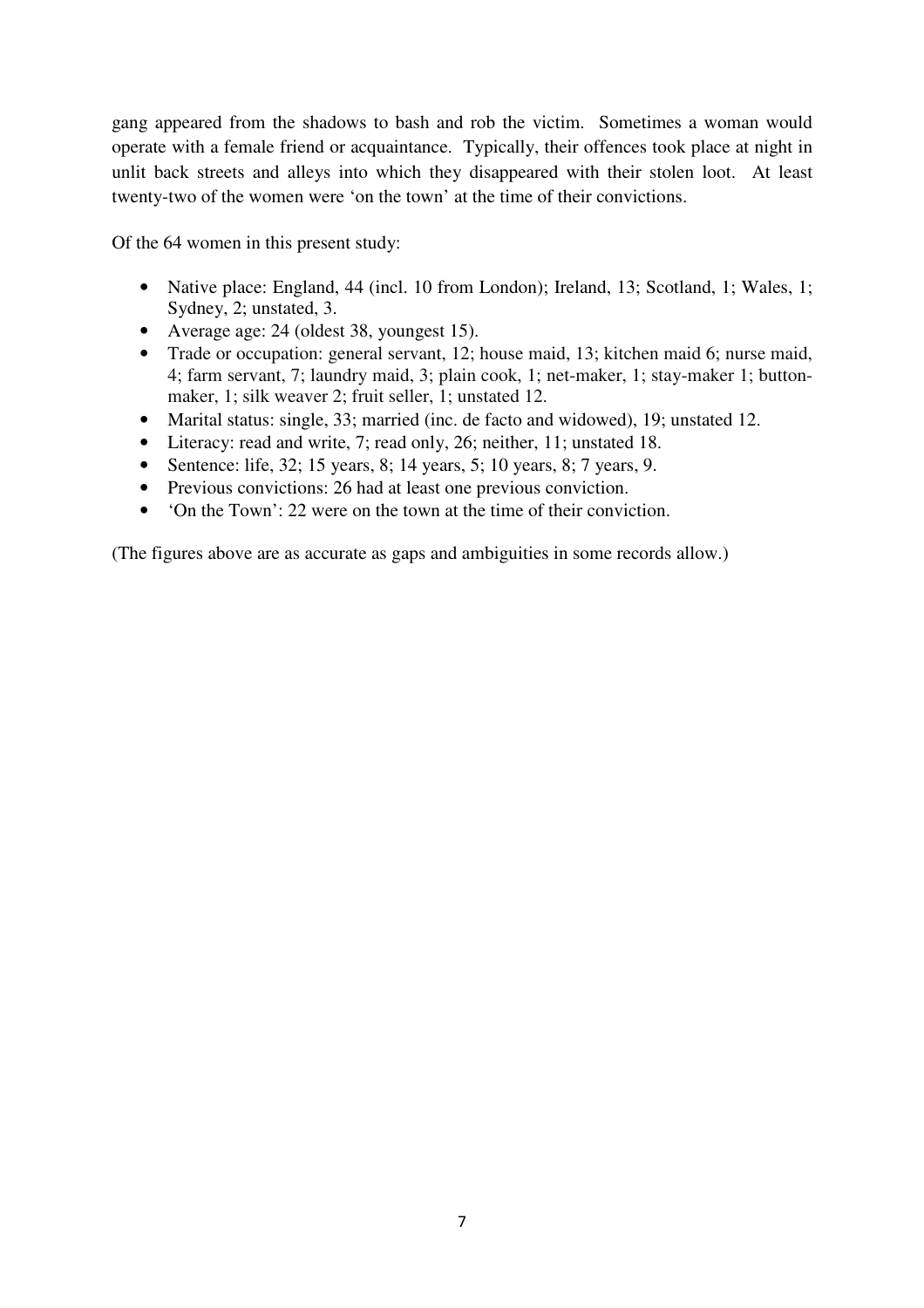gang appeared from the shadows to bash and rob the victim. Sometimes a woman would operate with a female friend or acquaintance. Typically, their offences took place at night in unlit back streets and alleys into which they disappeared with their stolen loot. At least twenty-two of the women were 'on the town' at the time of their convictions.

Of the 64 women in this present study:

- Native place: England, 44 (incl. 10 from London); Ireland, 13; Scotland, 1; Wales, 1; Sydney, 2; unstated, 3.
- Average age: 24 (oldest 38, youngest 15).
- Trade or occupation: general servant, 12; house maid, 13; kitchen maid 6; nurse maid, 4; farm servant, 7; laundry maid, 3; plain cook, 1; net-maker, 1; stay-maker 1; button-maker, 1; silk weaver 2; fruit seller, 1; unstated 12.
- Marital status: single, 33; married (inc. de facto and widowed), 19; unstated 12.
- Literacy: read and write, 7; read only, 26; neither, 11; unstated 18.
- Sentence: life, 32; 15 years, 8; 14 years, 5; 10 years, 8; 7 years, 9.
- Previous convictions: 26 had at least one previous conviction.
- 'On the Town': 22 were on the town at the time of their conviction.

(The figures above are as accurate as gaps and ambiguities in some records allow.)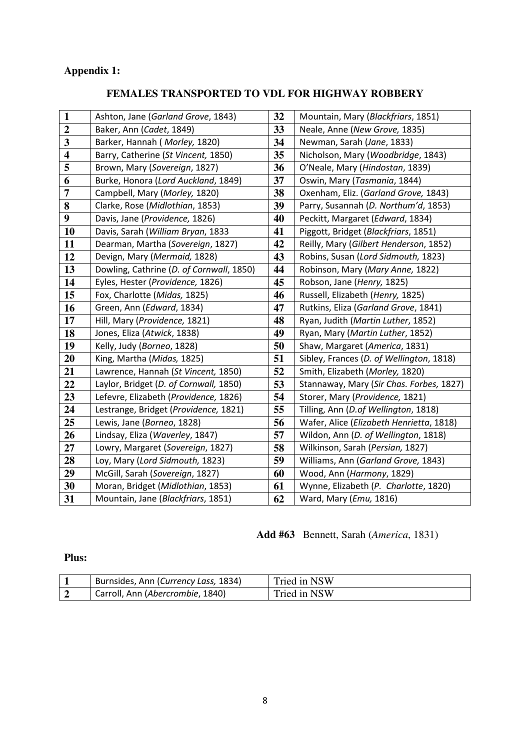**Appendix 1:**

## FEMALES TRANSPORTED TO VDL FOR HIGHWAY ROBBERY

| | | | |
|---|---|---|---|
| **1** | Ashton, Jane (*Garland Grove*, 1843) | **32** | Mountain, Mary (*Blackfriars*, 1851) |
| **2** | Baker, Ann (*Cadet*, 1849) | **33** | Neale, Anne (*New Grove,* 1835) |
| **3** | Barker, Hannah ( *Morley,* 1820) | **34** | Newman, Sarah (*Jane*, 1833) |
| **4** | Barry, Catherine (*St Vincent,* 1850) | **35** | Nicholson, Mary (*Woodbridge*, 1843) |
| **5** | Brown, Mary (*Sovereign*, 1827) | **36** | O'Neale, Mary (*Hindostan*, 1839) |
| **6** | Burke, Honora (*Lord Auckland*, 1849) | **37** | Oswin, Mary (*Tasmania*, 1844) |
| **7** | Campbell, Mary (*Morley,* 1820) | **38** | Oxenham, Eliz. (*Garland Grove,* 1843) |
| **8** | Clarke, Rose (*Midlothian*, 1853) | **39** | Parry, Susannah (*D. Northum'd*, 1853) |
| **9** | Davis, Jane (*Providence,* 1826) | **40** | Peckitt, Margaret (*Edward*, 1834) |
| **10** | Davis, Sarah (*William Bryan*, 1833 | **41** | Piggott, Bridget (*Blackfriars*, 1851) |
| **11** | Dearman, Martha (*Sovereign*, 1827) | **42** | Reilly, Mary (*Gilbert Henderson*, 1852) |
| **12** | Devign, Mary (*Mermaid,* 1828) | **43** | Robins, Susan (*Lord Sidmouth,* 1823) |
| **13** | Dowling, Cathrine (*D. of Cornwall*, 1850) | **44** | Robinson, Mary (*Mary Anne,* 1822) |
| **14** | Eyles, Hester (*Providence,* 1826) | **45** | Robson, Jane (*Henry,* 1825) |
| **15** | Fox, Charlotte (*Midas,* 1825) | **46** | Russell, Elizabeth (*Henry,* 1825) |
| **16** | Green, Ann (*Edward*, 1834) | **47** | Rutkins, Eliza (*Garland Grove*, 1841) |
| **17** | Hill, Mary (*Providence,* 1821) | **48** | Ryan, Judith (*Martin Luther*, 1852) |
| **18** | Jones, Eliza (*Atwick*, 1838) | **49** | Ryan, Mary (*Martin Luther*, 1852) |
| **19** | Kelly, Judy (*Borneo*, 1828) | **50** | Shaw, Margaret (*America*, 1831) |
| **20** | King, Martha (*Midas,* 1825) | **51** | Sibley, Frances (*D. of Wellington*, 1818) |
| **21** | Lawrence, Hannah (*St Vincent,* 1850) | **52** | Smith, Elizabeth (*Morley,* 1820) |
| **22** | Laylor, Bridget (*D. of Cornwall,* 1850) | **53** | Stannaway, Mary (*Sir Chas. Forbes,* 1827) |
| **23** | Lefevre, Elizabeth (*Providence,* 1826) | **54** | Storer, Mary (*Providence,* 1821) |
| **24** | Lestrange, Bridget (*Providence,* 1821) | **55** | Tilling, Ann (*D.of Wellington*, 1818) |
| **25** | Lewis, Jane (*Borneo*, 1828) | **56** | Wafer, Alice (*Elizabeth Henrietta*, 1818) |
| **26** | Lindsay, Eliza (*Waverley*, 1847) | **57** | Wildon, Ann (*D. of Wellington*, 1818) |
| **27** | Lowry, Margaret (*Sovereign*, 1827) | **58** | Wilkinson, Sarah (*Persian,* 1827) |
| **28** | Loy, Mary (*Lord Sidmouth,* 1823) | **59** | Williams, Ann (*Garland Grove,* 1843) |
| **29** | McGill, Sarah (*Sovereign*, 1827) | **60** | Wood, Ann (*Harmony*, 1829) |
| **30** | Moran, Bridget (*Midlothian*, 1853) | **61** | Wynne, Elizabeth (*P. Charlotte*, 1820) |
| **31** | Mountain, Jane (*Blackfriars*, 1851) | **62** | Ward, Mary (*Emu,* 1816) |

**Add #63** Bennett, Sarah (*America*, 1831)

**Plus:**

| | | |
|---|---|---|
| **1** | Burnsides, Ann (*Currency Lass,* 1834) | Tried in NSW |
| **2** | Carroll, Ann (*Abercrombie*, 1840) | Tried in NSW |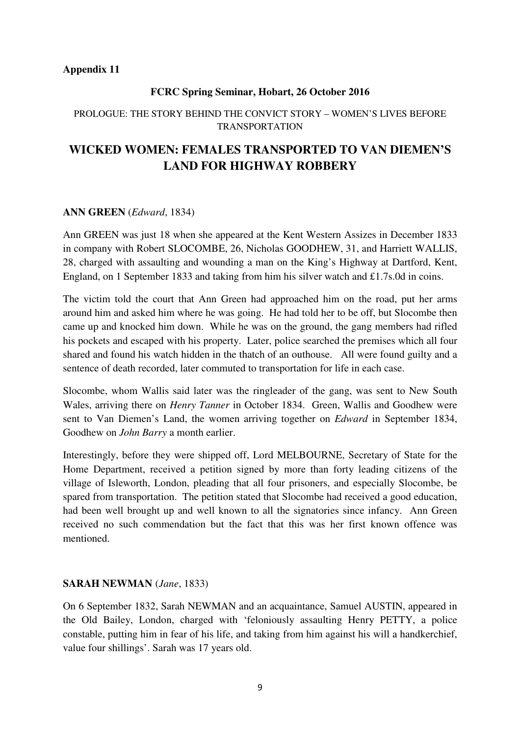**Appendix 11**

**FCRC Spring Seminar, Hobart, 26 October 2016**

PROLOGUE: THE STORY BEHIND THE CONVICT STORY – WOMEN'S LIVES BEFORE TRANSPORTATION

# WICKED WOMEN: FEMALES TRANSPORTED TO VAN DIEMEN'S LAND FOR HIGHWAY ROBBERY

**ANN GREEN** (*Edward*, 1834)

Ann GREEN was just 18 when she appeared at the Kent Western Assizes in December 1833 in company with Robert SLOCOMBE, 26, Nicholas GOODHEW, 31, and Harriett WALLIS, 28, charged with assaulting and wounding a man on the King's Highway at Dartford, Kent, England, on 1 September 1833 and taking from him his silver watch and £1.7s.0d in coins.

The victim told the court that Ann Green had approached him on the road, put her arms around him and asked him where he was going. He had told her to be off, but Slocombe then came up and knocked him down. While he was on the ground, the gang members had rifled his pockets and escaped with his property. Later, police searched the premises which all four shared and found his watch hidden in the thatch of an outhouse. All were found guilty and a sentence of death recorded, later commuted to transportation for life in each case.

Slocombe, whom Wallis said later was the ringleader of the gang, was sent to New South Wales, arriving there on *Henry Tanner* in October 1834. Green, Wallis and Goodhew were sent to Van Diemen's Land, the women arriving together on *Edward* in September 1834, Goodhew on *John Barry* a month earlier.

Interestingly, before they were shipped off, Lord MELBOURNE, Secretary of State for the Home Department, received a petition signed by more than forty leading citizens of the village of Isleworth, London, pleading that all four prisoners, and especially Slocombe, be spared from transportation. The petition stated that Slocombe had received a good education, had been well brought up and well known to all the signatories since infancy. Ann Green received no such commendation but the fact that this was her first known offence was mentioned.

**SARAH NEWMAN** (*Jane*, 1833)

On 6 September 1832, Sarah NEWMAN and an acquaintance, Samuel AUSTIN, appeared in the Old Bailey, London, charged with 'feloniously assaulting Henry PETTY, a police constable, putting him in fear of his life, and taking from him against his will a handkerchief, value four shillings'. Sarah was 17 years old.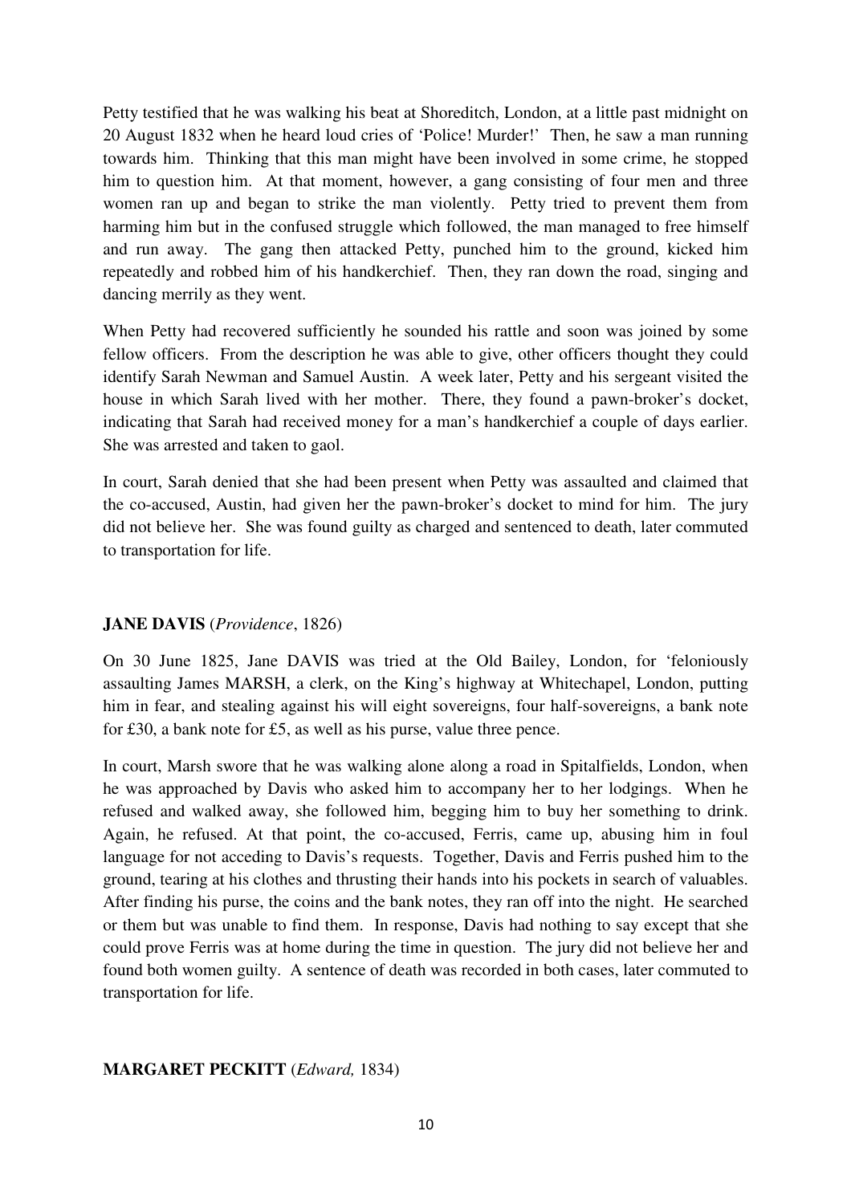Petty testified that he was walking his beat at Shoreditch, London, at a little past midnight on 20 August 1832 when he heard loud cries of 'Police! Murder!' Then, he saw a man running towards him. Thinking that this man might have been involved in some crime, he stopped him to question him. At that moment, however, a gang consisting of four men and three women ran up and began to strike the man violently. Petty tried to prevent them from harming him but in the confused struggle which followed, the man managed to free himself and run away. The gang then attacked Petty, punched him to the ground, kicked him repeatedly and robbed him of his handkerchief. Then, they ran down the road, singing and dancing merrily as they went.

When Petty had recovered sufficiently he sounded his rattle and soon was joined by some fellow officers. From the description he was able to give, other officers thought they could identify Sarah Newman and Samuel Austin. A week later, Petty and his sergeant visited the house in which Sarah lived with her mother. There, they found a pawn-broker's docket, indicating that Sarah had received money for a man's handkerchief a couple of days earlier. She was arrested and taken to gaol.

In court, Sarah denied that she had been present when Petty was assaulted and claimed that the co-accused, Austin, had given her the pawn-broker's docket to mind for him. The jury did not believe her. She was found guilty as charged and sentenced to death, later commuted to transportation for life.

**JANE DAVIS** (*Providence*, 1826)

On 30 June 1825, Jane DAVIS was tried at the Old Bailey, London, for 'feloniously assaulting James MARSH, a clerk, on the King's highway at Whitechapel, London, putting him in fear, and stealing against his will eight sovereigns, four half-sovereigns, a bank note for £30, a bank note for £5, as well as his purse, value three pence.

In court, Marsh swore that he was walking alone along a road in Spitalfields, London, when he was approached by Davis who asked him to accompany her to her lodgings. When he refused and walked away, she followed him, begging him to buy her something to drink. Again, he refused. At that point, the co-accused, Ferris, came up, abusing him in foul language for not acceding to Davis's requests. Together, Davis and Ferris pushed him to the ground, tearing at his clothes and thrusting their hands into his pockets in search of valuables. After finding his purse, the coins and the bank notes, they ran off into the night. He searched or them but was unable to find them. In response, Davis had nothing to say except that she could prove Ferris was at home during the time in question. The jury did not believe her and found both women guilty. A sentence of death was recorded in both cases, later commuted to transportation for life.

**MARGARET PECKITT** (*Edward,* 1834)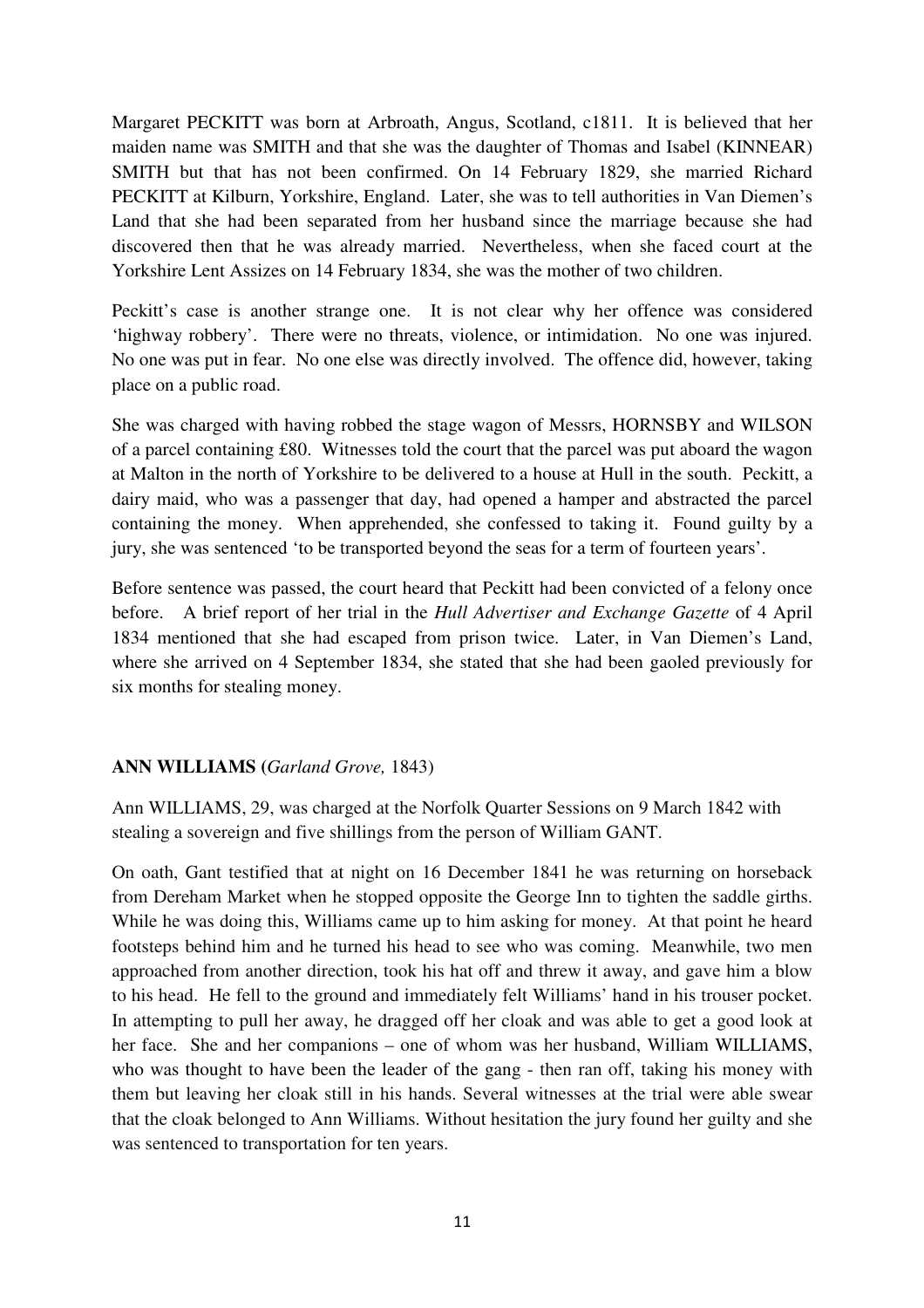Margaret PECKITT was born at Arbroath, Angus, Scotland, c1811. It is believed that her maiden name was SMITH and that she was the daughter of Thomas and Isabel (KINNEAR) SMITH but that has not been confirmed. On 14 February 1829, she married Richard PECKITT at Kilburn, Yorkshire, England. Later, she was to tell authorities in Van Diemen's Land that she had been separated from her husband since the marriage because she had discovered then that he was already married. Nevertheless, when she faced court at the Yorkshire Lent Assizes on 14 February 1834, she was the mother of two children.

Peckitt's case is another strange one. It is not clear why her offence was considered 'highway robbery'. There were no threats, violence, or intimidation. No one was injured. No one was put in fear. No one else was directly involved. The offence did, however, taking place on a public road.

She was charged with having robbed the stage wagon of Messrs, HORNSBY and WILSON of a parcel containing £80. Witnesses told the court that the parcel was put aboard the wagon at Malton in the north of Yorkshire to be delivered to a house at Hull in the south. Peckitt, a dairy maid, who was a passenger that day, had opened a hamper and abstracted the parcel containing the money. When apprehended, she confessed to taking it. Found guilty by a jury, she was sentenced 'to be transported beyond the seas for a term of fourteen years'.

Before sentence was passed, the court heard that Peckitt had been convicted of a felony once before. A brief report of her trial in the *Hull Advertiser and Exchange Gazette* of 4 April 1834 mentioned that she had escaped from prison twice. Later, in Van Diemen's Land, where she arrived on 4 September 1834, she stated that she had been gaoled previously for six months for stealing money.

**ANN WILLIAMS (*Garland Grove,* 1843)**

Ann WILLIAMS, 29, was charged at the Norfolk Quarter Sessions on 9 March 1842 with stealing a sovereign and five shillings from the person of William GANT.

On oath, Gant testified that at night on 16 December 1841 he was returning on horseback from Dereham Market when he stopped opposite the George Inn to tighten the saddle girths. While he was doing this, Williams came up to him asking for money. At that point he heard footsteps behind him and he turned his head to see who was coming. Meanwhile, two men approached from another direction, took his hat off and threw it away, and gave him a blow to his head. He fell to the ground and immediately felt Williams' hand in his trouser pocket. In attempting to pull her away, he dragged off her cloak and was able to get a good look at her face. She and her companions – one of whom was her husband, William WILLIAMS, who was thought to have been the leader of the gang - then ran off, taking his money with them but leaving her cloak still in his hands. Several witnesses at the trial were able swear that the cloak belonged to Ann Williams. Without hesitation the jury found her guilty and she was sentenced to transportation for ten years.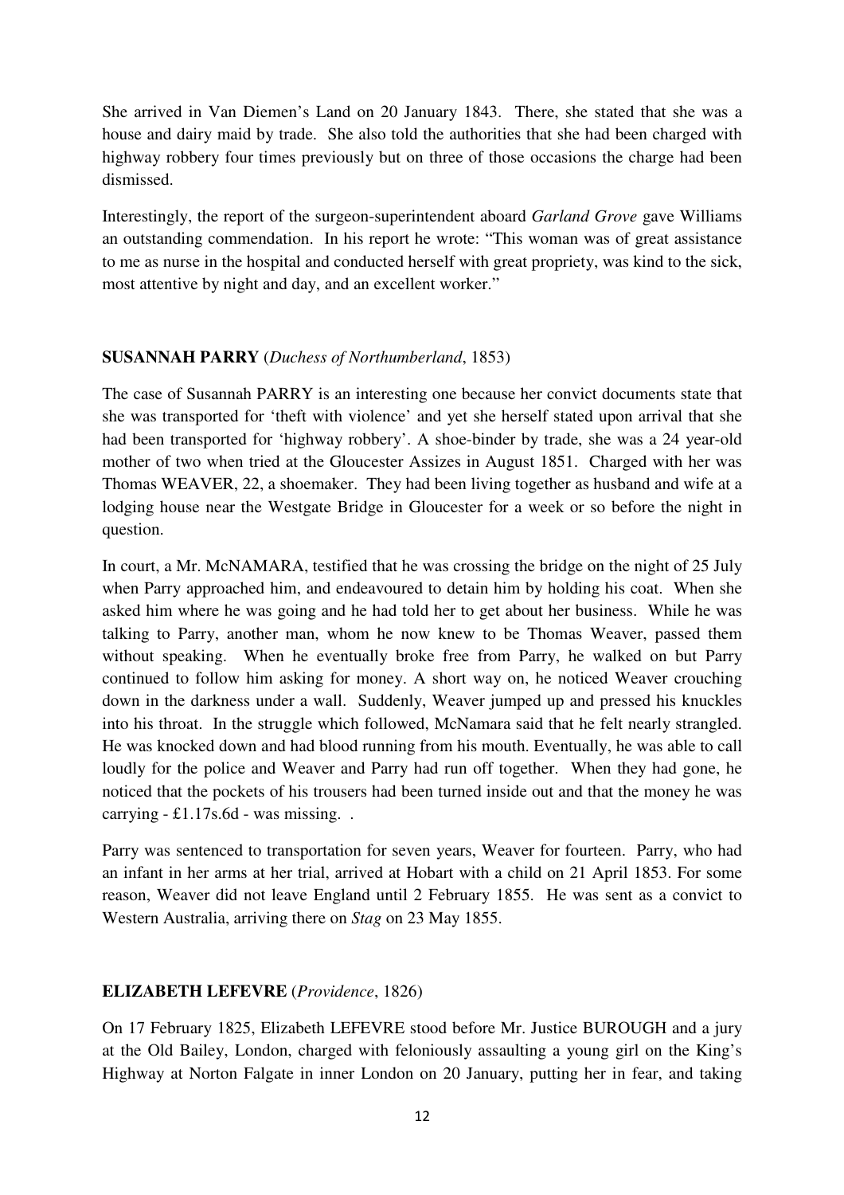She arrived in Van Diemen's Land on 20 January 1843. There, she stated that she was a house and dairy maid by trade. She also told the authorities that she had been charged with highway robbery four times previously but on three of those occasions the charge had been dismissed.

Interestingly, the report of the surgeon-superintendent aboard *Garland Grove* gave Williams an outstanding commendation. In his report he wrote: "This woman was of great assistance to me as nurse in the hospital and conducted herself with great propriety, was kind to the sick, most attentive by night and day, and an excellent worker."

**SUSANNAH PARRY** (*Duchess of Northumberland*, 1853)

The case of Susannah PARRY is an interesting one because her convict documents state that she was transported for 'theft with violence' and yet she herself stated upon arrival that she had been transported for 'highway robbery'. A shoe-binder by trade, she was a 24 year-old mother of two when tried at the Gloucester Assizes in August 1851. Charged with her was Thomas WEAVER, 22, a shoemaker. They had been living together as husband and wife at a lodging house near the Westgate Bridge in Gloucester for a week or so before the night in question.

In court, a Mr. McNAMARA, testified that he was crossing the bridge on the night of 25 July when Parry approached him, and endeavoured to detain him by holding his coat. When she asked him where he was going and he had told her to get about her business. While he was talking to Parry, another man, whom he now knew to be Thomas Weaver, passed them without speaking. When he eventually broke free from Parry, he walked on but Parry continued to follow him asking for money. A short way on, he noticed Weaver crouching down in the darkness under a wall. Suddenly, Weaver jumped up and pressed his knuckles into his throat. In the struggle which followed, McNamara said that he felt nearly strangled. He was knocked down and had blood running from his mouth. Eventually, he was able to call loudly for the police and Weaver and Parry had run off together. When they had gone, he noticed that the pockets of his trousers had been turned inside out and that the money he was carrying - £1.17s.6d - was missing. .

Parry was sentenced to transportation for seven years, Weaver for fourteen. Parry, who had an infant in her arms at her trial, arrived at Hobart with a child on 21 April 1853. For some reason, Weaver did not leave England until 2 February 1855. He was sent as a convict to Western Australia, arriving there on *Stag* on 23 May 1855.

**ELIZABETH LEFEVRE** (*Providence*, 1826)

On 17 February 1825, Elizabeth LEFEVRE stood before Mr. Justice BUROUGH and a jury at the Old Bailey, London, charged with feloniously assaulting a young girl on the King's Highway at Norton Falgate in inner London on 20 January, putting her in fear, and taking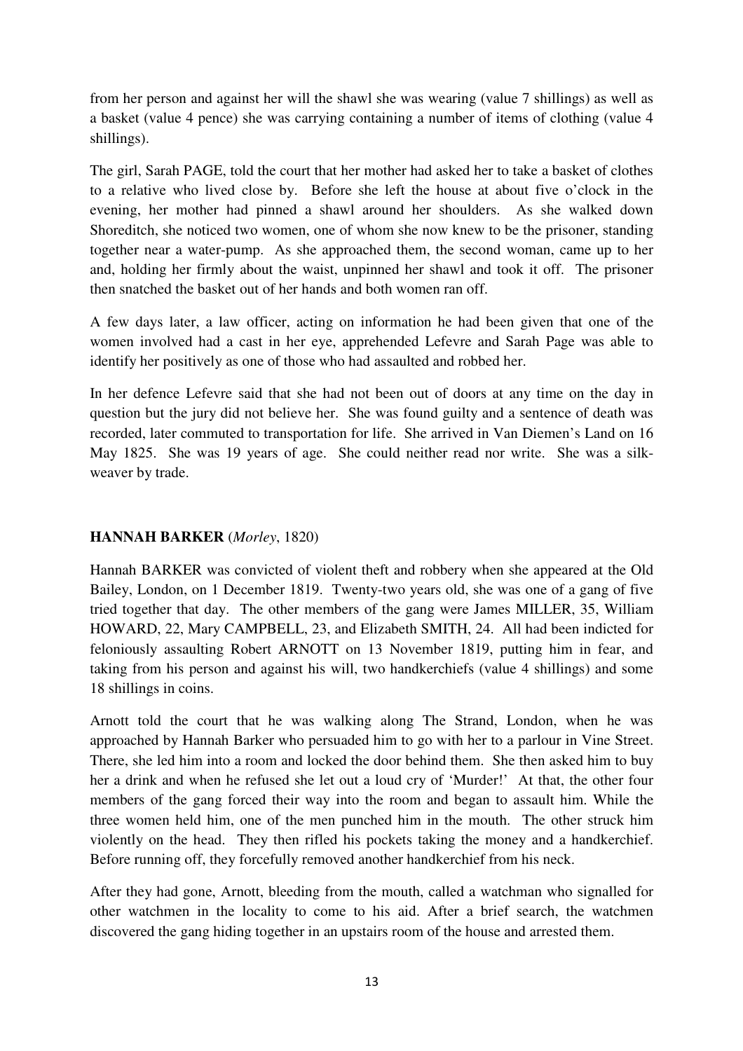from her person and against her will the shawl she was wearing (value 7 shillings) as well as a basket (value 4 pence) she was carrying containing a number of items of clothing (value 4 shillings).

The girl, Sarah PAGE, told the court that her mother had asked her to take a basket of clothes to a relative who lived close by. Before she left the house at about five o'clock in the evening, her mother had pinned a shawl around her shoulders. As she walked down Shoreditch, she noticed two women, one of whom she now knew to be the prisoner, standing together near a water-pump. As she approached them, the second woman, came up to her and, holding her firmly about the waist, unpinned her shawl and took it off. The prisoner then snatched the basket out of her hands and both women ran off.

A few days later, a law officer, acting on information he had been given that one of the women involved had a cast in her eye, apprehended Lefevre and Sarah Page was able to identify her positively as one of those who had assaulted and robbed her.

In her defence Lefevre said that she had not been out of doors at any time on the day in question but the jury did not believe her. She was found guilty and a sentence of death was recorded, later commuted to transportation for life. She arrived in Van Diemen's Land on 16 May 1825. She was 19 years of age. She could neither read nor write. She was a silk-weaver by trade.

**HANNAH BARKER** (*Morley*, 1820)

Hannah BARKER was convicted of violent theft and robbery when she appeared at the Old Bailey, London, on 1 December 1819. Twenty-two years old, she was one of a gang of five tried together that day. The other members of the gang were James MILLER, 35, William HOWARD, 22, Mary CAMPBELL, 23, and Elizabeth SMITH, 24. All had been indicted for feloniously assaulting Robert ARNOTT on 13 November 1819, putting him in fear, and taking from his person and against his will, two handkerchiefs (value 4 shillings) and some 18 shillings in coins.

Arnott told the court that he was walking along The Strand, London, when he was approached by Hannah Barker who persuaded him to go with her to a parlour in Vine Street. There, she led him into a room and locked the door behind them. She then asked him to buy her a drink and when he refused she let out a loud cry of 'Murder!' At that, the other four members of the gang forced their way into the room and began to assault him. While the three women held him, one of the men punched him in the mouth. The other struck him violently on the head. They then rifled his pockets taking the money and a handkerchief. Before running off, they forcefully removed another handkerchief from his neck.

After they had gone, Arnott, bleeding from the mouth, called a watchman who signalled for other watchmen in the locality to come to his aid. After a brief search, the watchmen discovered the gang hiding together in an upstairs room of the house and arrested them.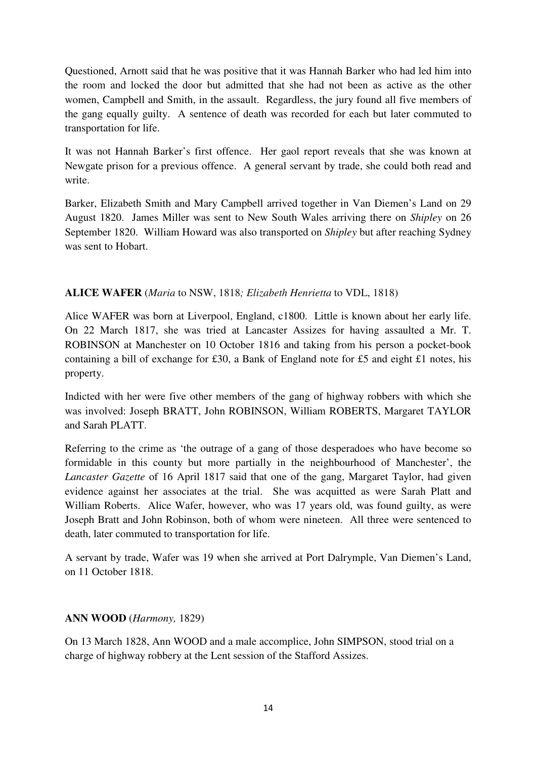Questioned, Arnott said that he was positive that it was Hannah Barker who had led him into the room and locked the door but admitted that she had not been as active as the other women, Campbell and Smith, in the assault. Regardless, the jury found all five members of the gang equally guilty. A sentence of death was recorded for each but later commuted to transportation for life.

It was not Hannah Barker's first offence. Her gaol report reveals that she was known at Newgate prison for a previous offence. A general servant by trade, she could both read and write.

Barker, Elizabeth Smith and Mary Campbell arrived together in Van Diemen's Land on 29 August 1820. James Miller was sent to New South Wales arriving there on *Shipley* on 26 September 1820. William Howard was also transported on *Shipley* but after reaching Sydney was sent to Hobart.

**ALICE WAFER** (*Maria* to NSW, 1818*; Elizabeth Henrietta* to VDL, 1818)

Alice WAFER was born at Liverpool, England, c1800. Little is known about her early life. On 22 March 1817, she was tried at Lancaster Assizes for having assaulted a Mr. T. ROBINSON at Manchester on 10 October 1816 and taking from his person a pocket-book containing a bill of exchange for £30, a Bank of England note for £5 and eight £1 notes, his property.

Indicted with her were five other members of the gang of highway robbers with which she was involved: Joseph BRATT, John ROBINSON, William ROBERTS, Margaret TAYLOR and Sarah PLATT.

Referring to the crime as 'the outrage of a gang of those desperadoes who have become so formidable in this county but more partially in the neighbourhood of Manchester', the *Lancaster Gazette* of 16 April 1817 said that one of the gang, Margaret Taylor, had given evidence against her associates at the trial. She was acquitted as were Sarah Platt and William Roberts. Alice Wafer, however, who was 17 years old, was found guilty, as were Joseph Bratt and John Robinson, both of whom were nineteen. All three were sentenced to death, later commuted to transportation for life.

A servant by trade, Wafer was 19 when she arrived at Port Dalrymple, Van Diemen's Land, on 11 October 1818.

**ANN WOOD** (*Harmony,* 1829)

On 13 March 1828, Ann WOOD and a male accomplice, John SIMPSON, stood trial on a charge of highway robbery at the Lent session of the Stafford Assizes.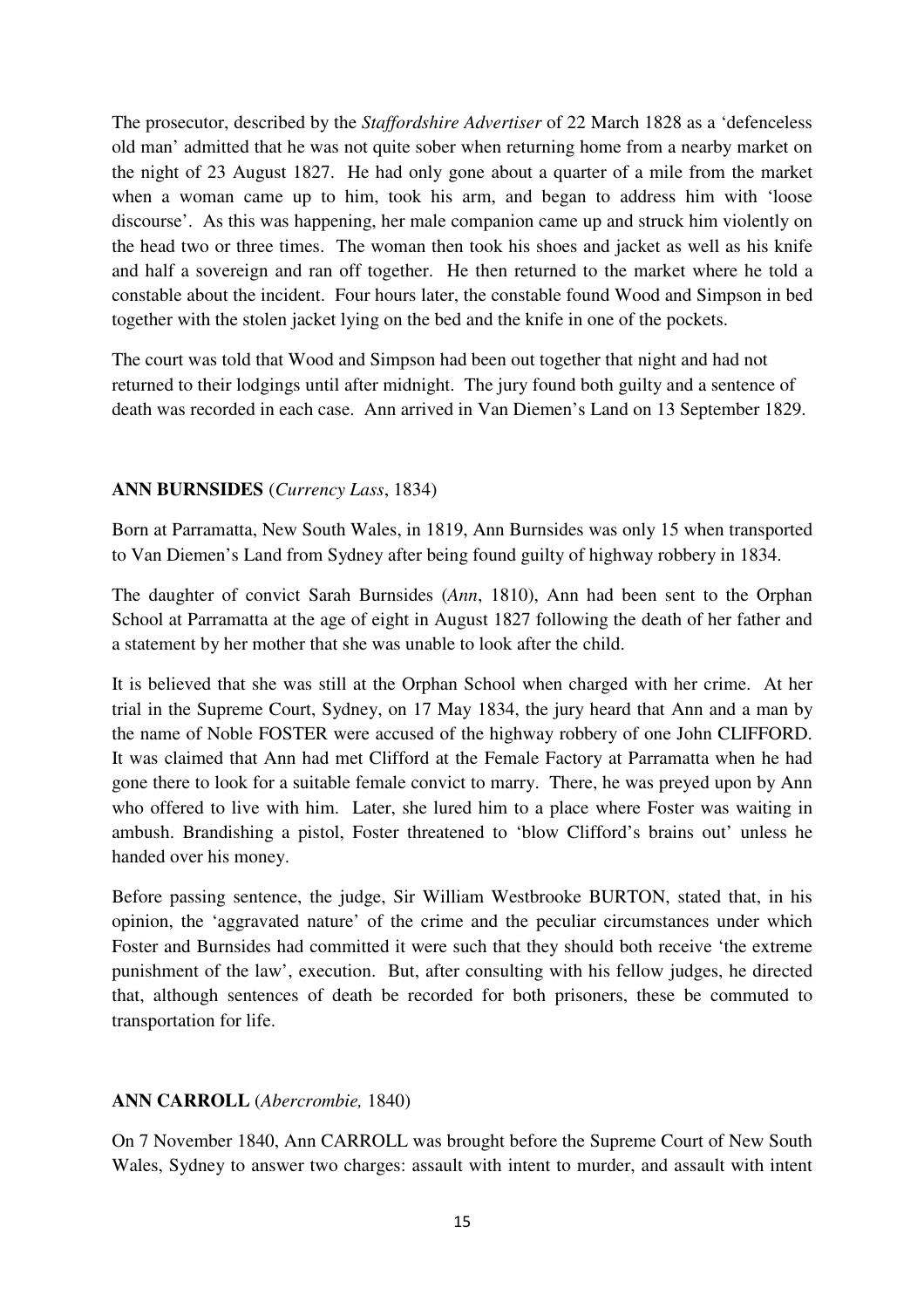The prosecutor, described by the *Staffordshire Advertiser* of 22 March 1828 as a 'defenceless old man' admitted that he was not quite sober when returning home from a nearby market on the night of 23 August 1827. He had only gone about a quarter of a mile from the market when a woman came up to him, took his arm, and began to address him with 'loose discourse'. As this was happening, her male companion came up and struck him violently on the head two or three times. The woman then took his shoes and jacket as well as his knife and half a sovereign and ran off together. He then returned to the market where he told a constable about the incident. Four hours later, the constable found Wood and Simpson in bed together with the stolen jacket lying on the bed and the knife in one of the pockets.

The court was told that Wood and Simpson had been out together that night and had not returned to their lodgings until after midnight. The jury found both guilty and a sentence of death was recorded in each case. Ann arrived in Van Diemen's Land on 13 September 1829.

**ANN BURNSIDES** (*Currency Lass*, 1834)

Born at Parramatta, New South Wales, in 1819, Ann Burnsides was only 15 when transported to Van Diemen's Land from Sydney after being found guilty of highway robbery in 1834.

The daughter of convict Sarah Burnsides (*Ann*, 1810), Ann had been sent to the Orphan School at Parramatta at the age of eight in August 1827 following the death of her father and a statement by her mother that she was unable to look after the child.

It is believed that she was still at the Orphan School when charged with her crime. At her trial in the Supreme Court, Sydney, on 17 May 1834, the jury heard that Ann and a man by the name of Noble FOSTER were accused of the highway robbery of one John CLIFFORD. It was claimed that Ann had met Clifford at the Female Factory at Parramatta when he had gone there to look for a suitable female convict to marry. There, he was preyed upon by Ann who offered to live with him. Later, she lured him to a place where Foster was waiting in ambush. Brandishing a pistol, Foster threatened to 'blow Clifford's brains out' unless he handed over his money.

Before passing sentence, the judge, Sir William Westbrooke BURTON, stated that, in his opinion, the 'aggravated nature' of the crime and the peculiar circumstances under which Foster and Burnsides had committed it were such that they should both receive 'the extreme punishment of the law', execution. But, after consulting with his fellow judges, he directed that, although sentences of death be recorded for both prisoners, these be commuted to transportation for life.

**ANN CARROLL** (*Abercrombie,* 1840)

On 7 November 1840, Ann CARROLL was brought before the Supreme Court of New South Wales, Sydney to answer two charges: assault with intent to murder, and assault with intent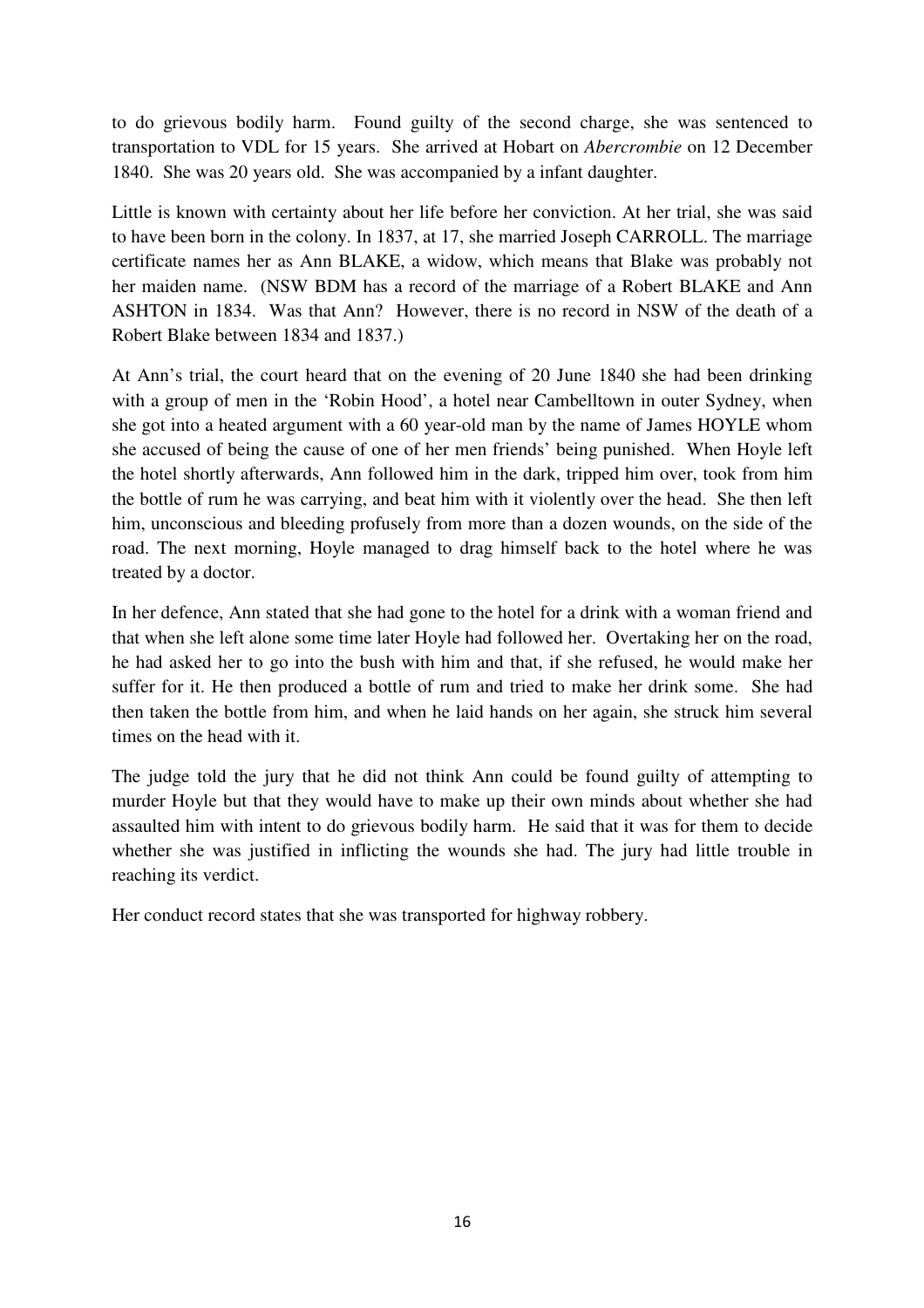to do grievous bodily harm. Found guilty of the second charge, she was sentenced to transportation to VDL for 15 years. She arrived at Hobart on *Abercrombie* on 12 December 1840. She was 20 years old. She was accompanied by a infant daughter.

Little is known with certainty about her life before her conviction. At her trial, she was said to have been born in the colony. In 1837, at 17, she married Joseph CARROLL. The marriage certificate names her as Ann BLAKE, a widow, which means that Blake was probably not her maiden name. (NSW BDM has a record of the marriage of a Robert BLAKE and Ann ASHTON in 1834. Was that Ann? However, there is no record in NSW of the death of a Robert Blake between 1834 and 1837.)

At Ann's trial, the court heard that on the evening of 20 June 1840 she had been drinking with a group of men in the 'Robin Hood', a hotel near Cambelltown in outer Sydney, when she got into a heated argument with a 60 year-old man by the name of James HOYLE whom she accused of being the cause of one of her men friends' being punished. When Hoyle left the hotel shortly afterwards, Ann followed him in the dark, tripped him over, took from him the bottle of rum he was carrying, and beat him with it violently over the head. She then left him, unconscious and bleeding profusely from more than a dozen wounds, on the side of the road. The next morning, Hoyle managed to drag himself back to the hotel where he was treated by a doctor.

In her defence, Ann stated that she had gone to the hotel for a drink with a woman friend and that when she left alone some time later Hoyle had followed her. Overtaking her on the road, he had asked her to go into the bush with him and that, if she refused, he would make her suffer for it. He then produced a bottle of rum and tried to make her drink some. She had then taken the bottle from him, and when he laid hands on her again, she struck him several times on the head with it.

The judge told the jury that he did not think Ann could be found guilty of attempting to murder Hoyle but that they would have to make up their own minds about whether she had assaulted him with intent to do grievous bodily harm. He said that it was for them to decide whether she was justified in inflicting the wounds she had. The jury had little trouble in reaching its verdict.

Her conduct record states that she was transported for highway robbery.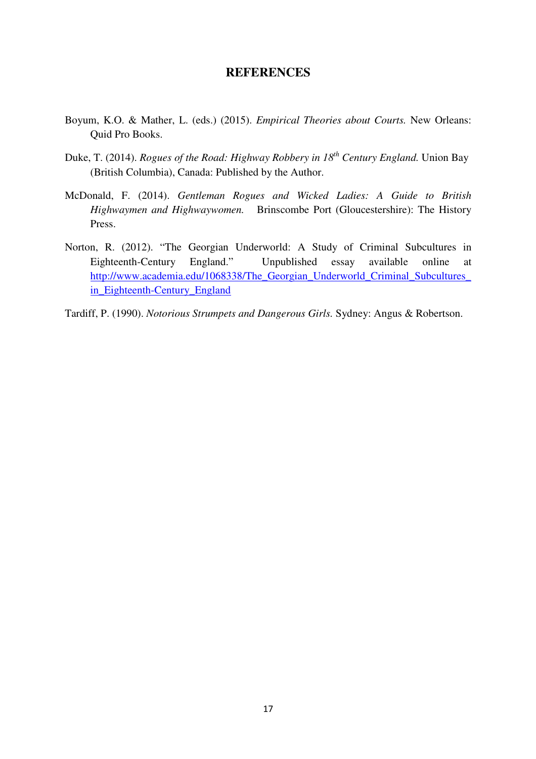# REFERENCES

Boyum, K.O. & Mather, L. (eds.) (2015). *Empirical Theories about Courts.* New Orleans: Quid Pro Books.

Duke, T. (2014). *Rogues of the Road: Highway Robbery in 18th Century England.* Union Bay (British Columbia), Canada: Published by the Author.

McDonald, F. (2014). *Gentleman Rogues and Wicked Ladies: A Guide to British Highwaymen and Highwaywomen.* Brinscombe Port (Gloucestershire): The History Press.

Norton, R. (2012). "The Georgian Underworld: A Study of Criminal Subcultures in Eighteenth-Century England." Unpublished essay available online at [http://www.academia.edu/1068338/The_Georgian_Underworld_Criminal_Subcultures_in_Eighteenth-Century_England](http://www.academia.edu/1068338/The_Georgian_Underworld_Criminal_Subcultures_in_Eighteenth-Century_England)

Tardiff, P. (1990). *Notorious Strumpets and Dangerous Girls.* Sydney: Angus & Robertson.